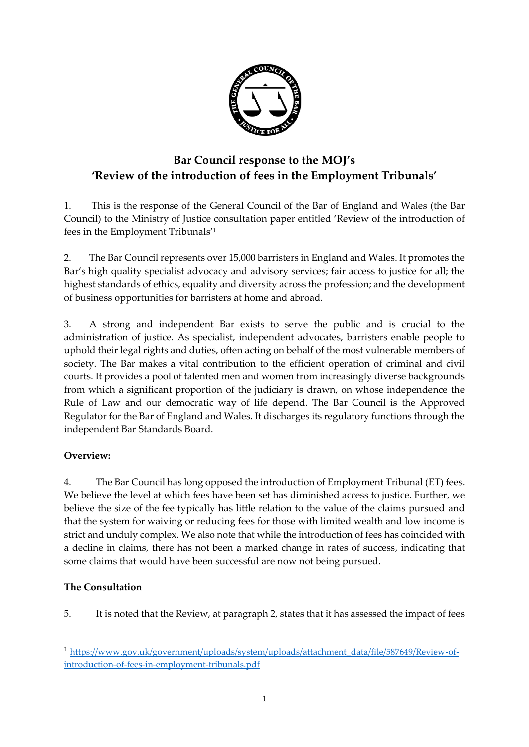# Bar Council response to the MOJ's 'Review of the introduction of fees in the Employment Tribunals'

1. This is the response of the General Council of the Bar of England and Wales (the Bar Council) to the Ministry of Justice consultation paper entitled 'Review of the introduction of fees in the Employment Tribunals'[1]

2. The Bar Council represents over 15,000 barristers in England and Wales. It promotes the Bar's high quality specialist advocacy and advisory services; fair access to justice for all; the highest standards of ethics, equality and diversity across the profession; and the development of business opportunities for barristers at home and abroad.

3. A strong and independent Bar exists to serve the public and is crucial to the administration of justice. As specialist, independent advocates, barristers enable people to uphold their legal rights and duties, often acting on behalf of the most vulnerable members of society. The Bar makes a vital contribution to the efficient operation of criminal and civil courts. It provides a pool of talented men and women from increasingly diverse backgrounds from which a significant proportion of the judiciary is drawn, on whose independence the Rule of Law and our democratic way of life depend. The Bar Council is the Approved Regulator for the Bar of England and Wales. It discharges its regulatory functions through the independent Bar Standards Board.

**Overview:**

4. The Bar Council has long opposed the introduction of Employment Tribunal (ET) fees. We believe the level at which fees have been set has diminished access to justice. Further, we believe the size of the fee typically has little relation to the value of the claims pursued and that the system for waiving or reducing fees for those with limited wealth and low income is strict and unduly complex. We also note that while the introduction of fees has coincided with a decline in claims, there has not been a marked change in rates of success, indicating that some claims that would have been successful are now not being pursued.

**The Consultation**

5. It is noted that the Review, at paragraph 2, states that it has assessed the impact of fees

---

[1] https://www.gov.uk/government/uploads/system/uploads/attachment_data/file/587649/Review-of-introduction-of-fees-in-employment-tribunals.pdf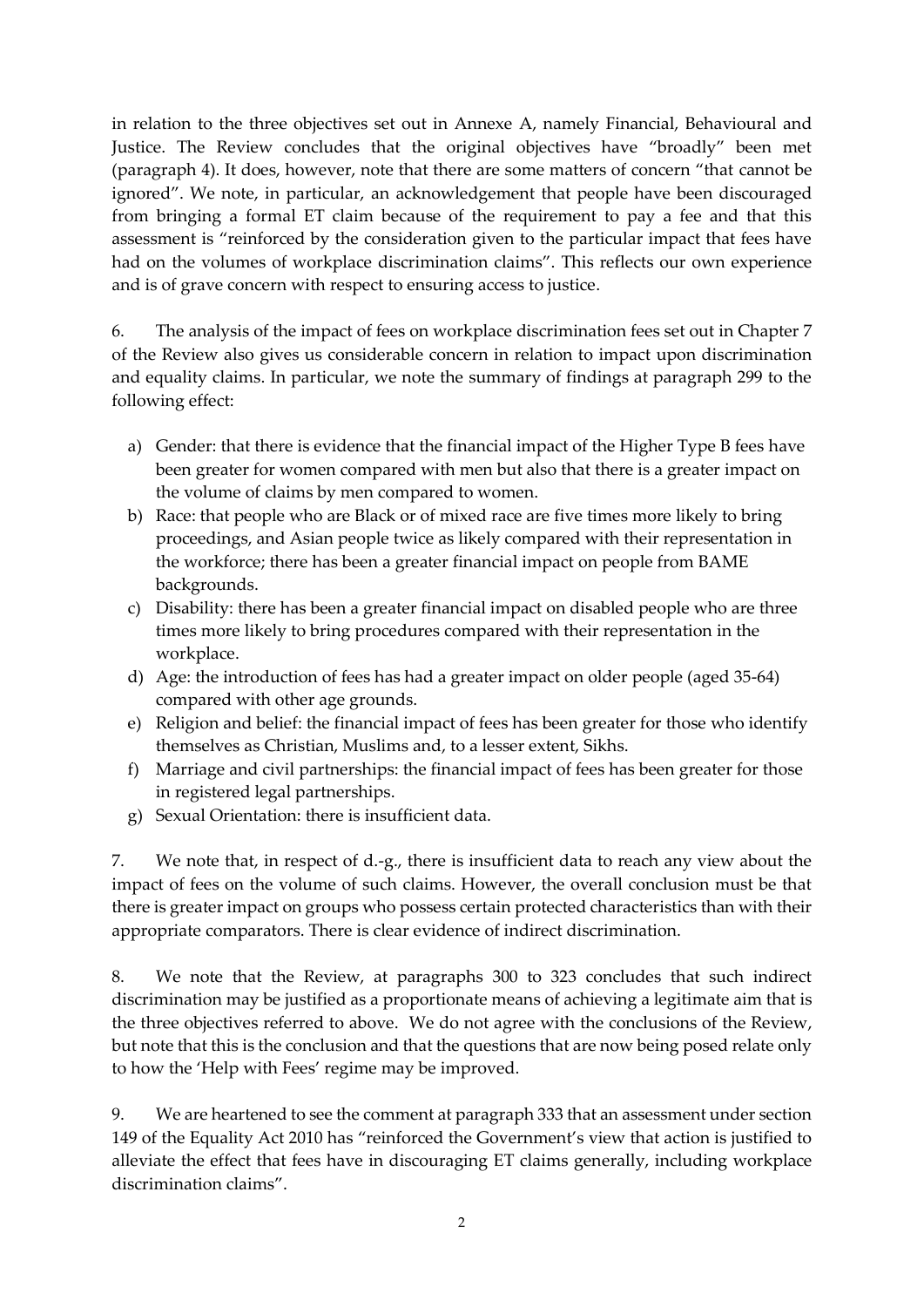in relation to the three objectives set out in Annexe A, namely Financial, Behavioural and Justice. The Review concludes that the original objectives have "broadly" been met (paragraph 4). It does, however, note that there are some matters of concern "that cannot be ignored". We note, in particular, an acknowledgement that people have been discouraged from bringing a formal ET claim because of the requirement to pay a fee and that this assessment is "reinforced by the consideration given to the particular impact that fees have had on the volumes of workplace discrimination claims". This reflects our own experience and is of grave concern with respect to ensuring access to justice.

6. The analysis of the impact of fees on workplace discrimination fees set out in Chapter 7 of the Review also gives us considerable concern in relation to impact upon discrimination and equality claims. In particular, we note the summary of findings at paragraph 299 to the following effect:

a) Gender: that there is evidence that the financial impact of the Higher Type B fees have been greater for women compared with men but also that there is a greater impact on the volume of claims by men compared to women.
b) Race: that people who are Black or of mixed race are five times more likely to bring proceedings, and Asian people twice as likely compared with their representation in the workforce; there has been a greater financial impact on people from BAME backgrounds.
c) Disability: there has been a greater financial impact on disabled people who are three times more likely to bring procedures compared with their representation in the workplace.
d) Age: the introduction of fees has had a greater impact on older people (aged 35-64) compared with other age grounds.
e) Religion and belief: the financial impact of fees has been greater for those who identify themselves as Christian, Muslims and, to a lesser extent, Sikhs.
f) Marriage and civil partnerships: the financial impact of fees has been greater for those in registered legal partnerships.
g) Sexual Orientation: there is insufficient data.

7. We note that, in respect of d.-g., there is insufficient data to reach any view about the impact of fees on the volume of such claims. However, the overall conclusion must be that there is greater impact on groups who possess certain protected characteristics than with their appropriate comparators. There is clear evidence of indirect discrimination.

8. We note that the Review, at paragraphs 300 to 323 concludes that such indirect discrimination may be justified as a proportionate means of achieving a legitimate aim that is the three objectives referred to above. We do not agree with the conclusions of the Review, but note that this is the conclusion and that the questions that are now being posed relate only to how the 'Help with Fees' regime may be improved.

9. We are heartened to see the comment at paragraph 333 that an assessment under section 149 of the Equality Act 2010 has "reinforced the Government's view that action is justified to alleviate the effect that fees have in discouraging ET claims generally, including workplace discrimination claims".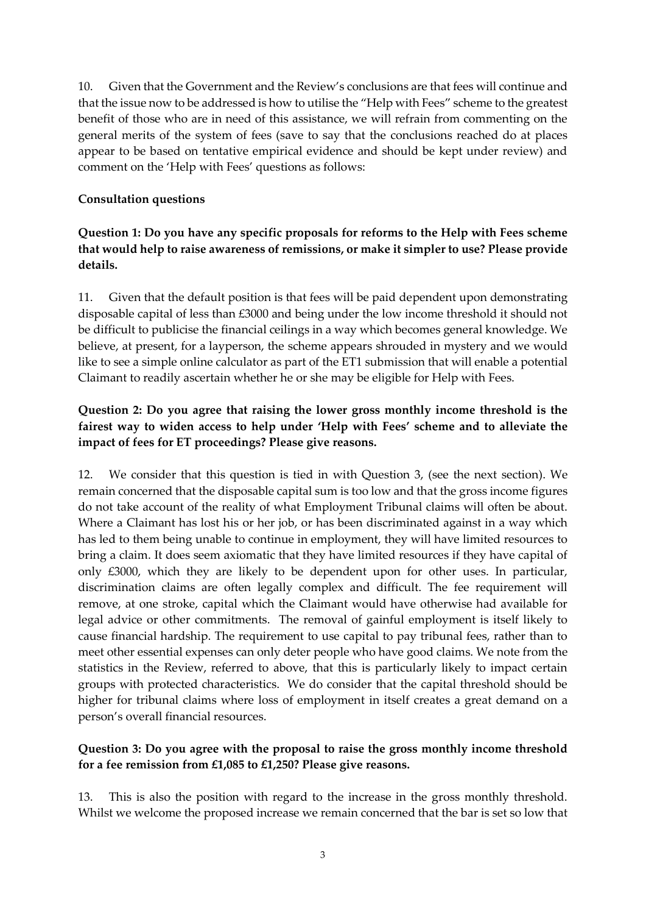10. Given that the Government and the Review's conclusions are that fees will continue and that the issue now to be addressed is how to utilise the "Help with Fees" scheme to the greatest benefit of those who are in need of this assistance, we will refrain from commenting on the general merits of the system of fees (save to say that the conclusions reached do at places appear to be based on tentative empirical evidence and should be kept under review) and comment on the 'Help with Fees' questions as follows:

**Consultation questions**

**Question 1: Do you have any specific proposals for reforms to the Help with Fees scheme that would help to raise awareness of remissions, or make it simpler to use? Please provide details.**

11. Given that the default position is that fees will be paid dependent upon demonstrating disposable capital of less than £3000 and being under the low income threshold it should not be difficult to publicise the financial ceilings in a way which becomes general knowledge. We believe, at present, for a layperson, the scheme appears shrouded in mystery and we would like to see a simple online calculator as part of the ET1 submission that will enable a potential Claimant to readily ascertain whether he or she may be eligible for Help with Fees.

**Question 2: Do you agree that raising the lower gross monthly income threshold is the fairest way to widen access to help under 'Help with Fees' scheme and to alleviate the impact of fees for ET proceedings? Please give reasons.**

12. We consider that this question is tied in with Question 3, (see the next section). We remain concerned that the disposable capital sum is too low and that the gross income figures do not take account of the reality of what Employment Tribunal claims will often be about. Where a Claimant has lost his or her job, or has been discriminated against in a way which has led to them being unable to continue in employment, they will have limited resources to bring a claim. It does seem axiomatic that they have limited resources if they have capital of only £3000, which they are likely to be dependent upon for other uses. In particular, discrimination claims are often legally complex and difficult. The fee requirement will remove, at one stroke, capital which the Claimant would have otherwise had available for legal advice or other commitments. The removal of gainful employment is itself likely to cause financial hardship. The requirement to use capital to pay tribunal fees, rather than to meet other essential expenses can only deter people who have good claims. We note from the statistics in the Review, referred to above, that this is particularly likely to impact certain groups with protected characteristics. We do consider that the capital threshold should be higher for tribunal claims where loss of employment in itself creates a great demand on a person's overall financial resources.

**Question 3: Do you agree with the proposal to raise the gross monthly income threshold for a fee remission from £1,085 to £1,250? Please give reasons.**

13. This is also the position with regard to the increase in the gross monthly threshold. Whilst we welcome the proposed increase we remain concerned that the bar is set so low that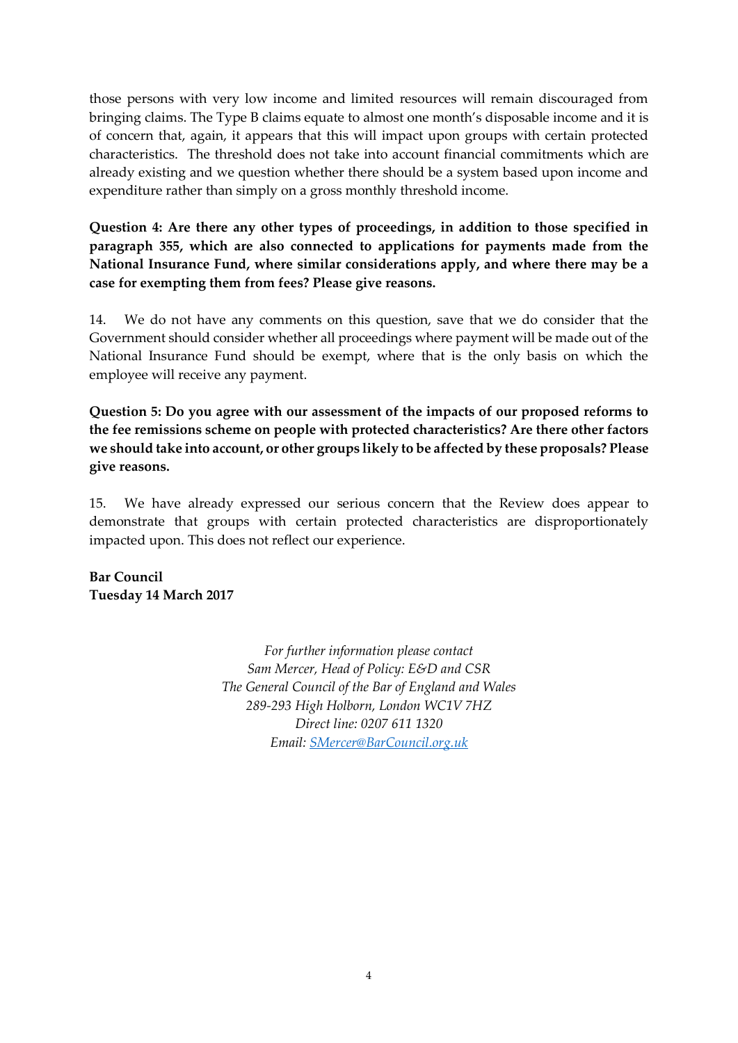those persons with very low income and limited resources will remain discouraged from bringing claims. The Type B claims equate to almost one month's disposable income and it is of concern that, again, it appears that this will impact upon groups with certain protected characteristics. The threshold does not take into account financial commitments which are already existing and we question whether there should be a system based upon income and expenditure rather than simply on a gross monthly threshold income.

**Question 4: Are there any other types of proceedings, in addition to those specified in paragraph 355, which are also connected to applications for payments made from the National Insurance Fund, where similar considerations apply, and where there may be a case for exempting them from fees? Please give reasons.**

14. We do not have any comments on this question, save that we do consider that the Government should consider whether all proceedings where payment will be made out of the National Insurance Fund should be exempt, where that is the only basis on which the employee will receive any payment.

**Question 5: Do you agree with our assessment of the impacts of our proposed reforms to the fee remissions scheme on people with protected characteristics? Are there other factors we should take into account, or other groups likely to be affected by these proposals? Please give reasons.**

15. We have already expressed our serious concern that the Review does appear to demonstrate that groups with certain protected characteristics are disproportionately impacted upon. This does not reflect our experience.

**Bar Council**
**Tuesday 14 March 2017**

*For further information please contact*
*Sam Mercer, Head of Policy: E&D and CSR*
*The General Council of the Bar of England and Wales*
*289-293 High Holborn, London WC1V 7HZ*
*Direct line: 0207 611 1320*
*Email: SMercer@BarCouncil.org.uk*